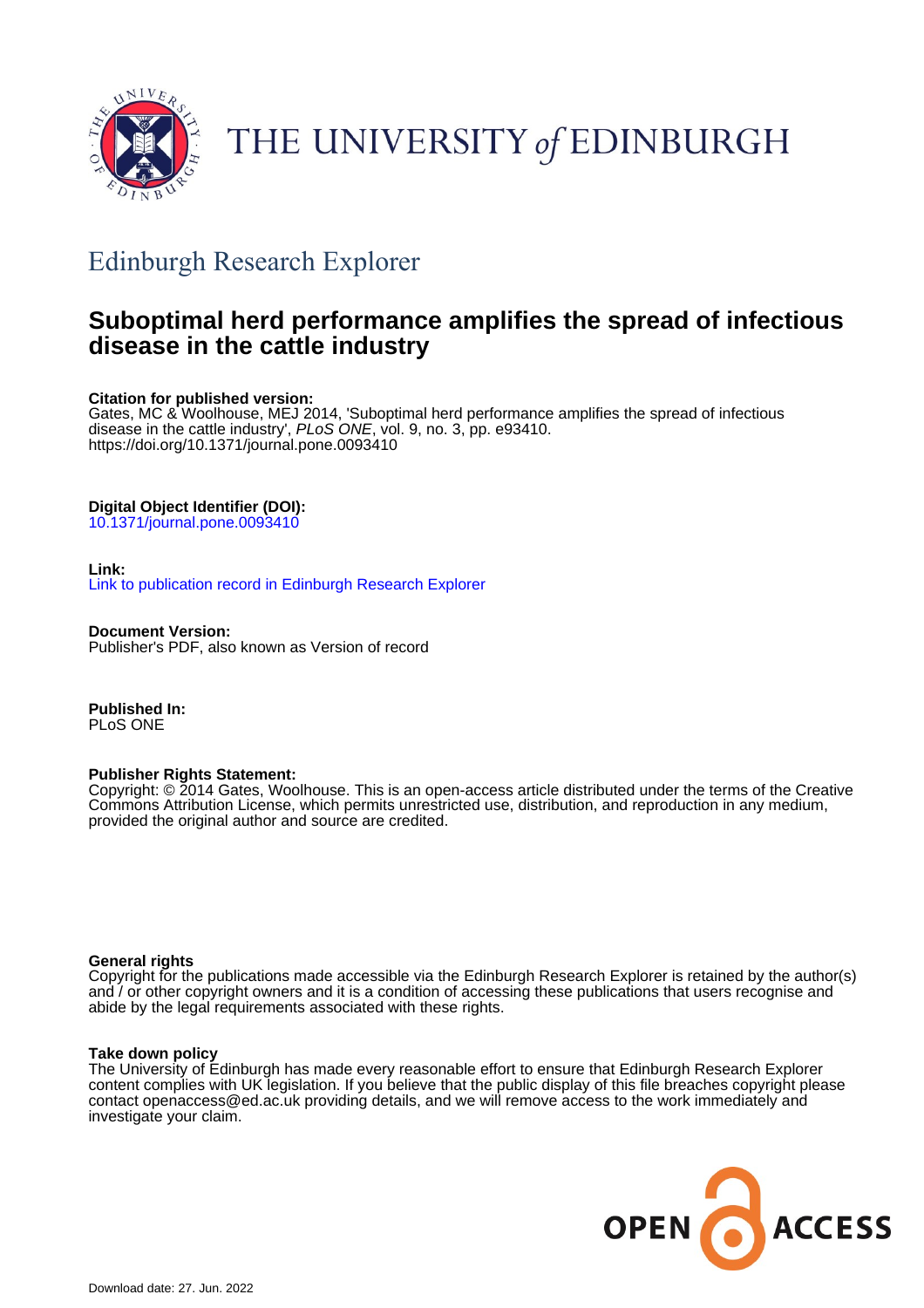THE UNIVERSITY *of* EDINBURGH

## Edinburgh Research Explorer

# Suboptimal herd performance amplifies the spread of infectious disease in the cattle industry

**Citation for published version:**
Gates, MC & Woolhouse, MEJ 2014, 'Suboptimal herd performance amplifies the spread of infectious disease in the cattle industry', *PLoS ONE*, vol. 9, no. 3, pp. e93410.
https://doi.org/10.1371/journal.pone.0093410

**Digital Object Identifier (DOI):**
10.1371/journal.pone.0093410

**Link:**
Link to publication record in Edinburgh Research Explorer

**Document Version:**
Publisher's PDF, also known as Version of record

**Published In:**
PLoS ONE

**Publisher Rights Statement:**
Copyright: © 2014 Gates, Woolhouse. This is an open-access article distributed under the terms of the Creative Commons Attribution License, which permits unrestricted use, distribution, and reproduction in any medium, provided the original author and source are credited.

**General rights**
Copyright for the publications made accessible via the Edinburgh Research Explorer is retained by the author(s) and / or other copyright owners and it is a condition of accessing these publications that users recognise and abide by the legal requirements associated with these rights.

**Take down policy**
The University of Edinburgh has made every reasonable effort to ensure that Edinburgh Research Explorer content complies with UK legislation. If you believe that the public display of this file breaches copyright please contact openaccess@ed.ac.uk providing details, and we will remove access to the work immediately and investigate your claim.

Download date: 27. Jun. 2022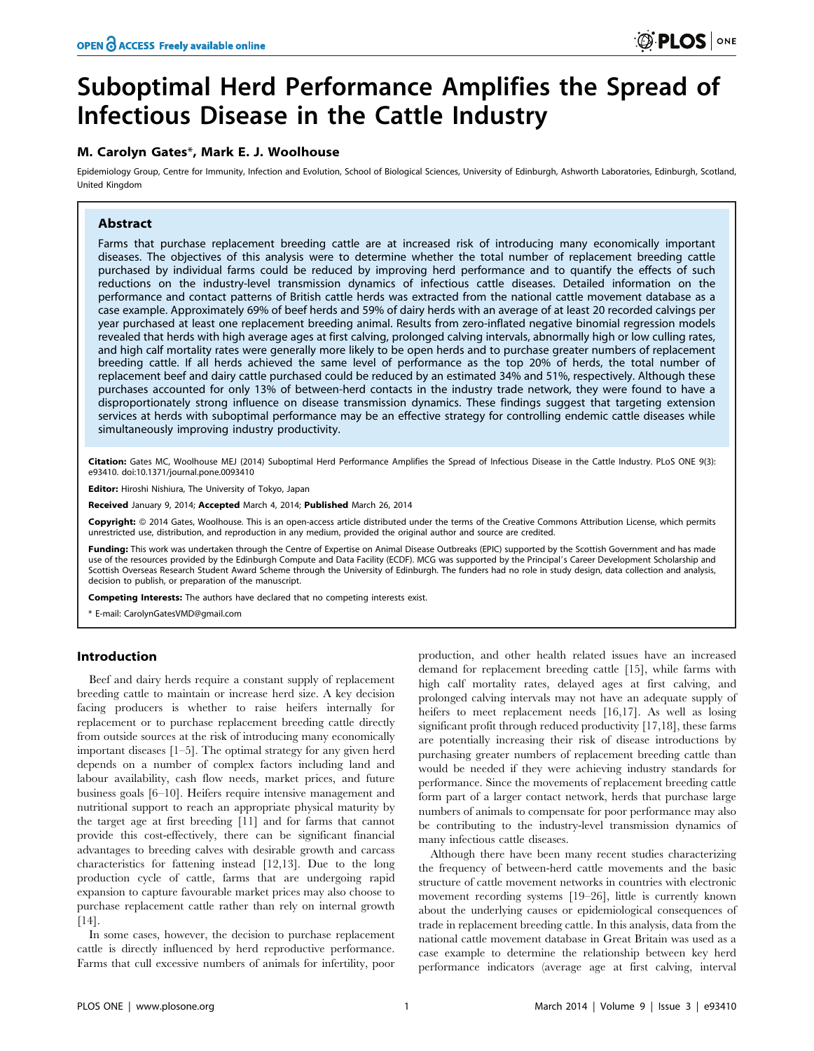# Suboptimal Herd Performance Amplifies the Spread of Infectious Disease in the Cattle Industry

**M. Carolyn Gates\*, Mark E. J. Woolhouse**

Epidemiology Group, Centre for Immunity, Infection and Evolution, School of Biological Sciences, University of Edinburgh, Ashworth Laboratories, Edinburgh, Scotland, United Kingdom

## Abstract

Farms that purchase replacement breeding cattle are at increased risk of introducing many economically important diseases. The objectives of this analysis were to determine whether the total number of replacement breeding cattle purchased by individual farms could be reduced by improving herd performance and to quantify the effects of such reductions on the industry-level transmission dynamics of infectious cattle diseases. Detailed information on the performance and contact patterns of British cattle herds was extracted from the national cattle movement database as a case example. Approximately 69% of beef herds and 59% of dairy herds with an average of at least 20 recorded calvings per year purchased at least one replacement breeding animal. Results from zero-inflated negative binomial regression models revealed that herds with high average ages at first calving, prolonged calving intervals, abnormally high or low culling rates, and high calf mortality rates were generally more likely to be open herds and to purchase greater numbers of replacement breeding cattle. If all herds achieved the same level of performance as the top 20% of herds, the total number of replacement beef and dairy cattle purchased could be reduced by an estimated 34% and 51%, respectively. Although these purchases accounted for only 13% of between-herd contacts in the industry trade network, they were found to have a disproportionately strong influence on disease transmission dynamics. These findings suggest that targeting extension services at herds with suboptimal performance may be an effective strategy for controlling endemic cattle diseases while simultaneously improving industry productivity.

**Citation:** Gates MC, Woolhouse MEJ (2014) Suboptimal Herd Performance Amplifies the Spread of Infectious Disease in the Cattle Industry. PLoS ONE 9(3): e93410. doi:10.1371/journal.pone.0093410

**Editor:** Hiroshi Nishiura, The University of Tokyo, Japan

**Received** January 9, 2014; **Accepted** March 4, 2014; **Published** March 26, 2014

**Copyright:** © 2014 Gates, Woolhouse. This is an open-access article distributed under the terms of the Creative Commons Attribution License, which permits unrestricted use, distribution, and reproduction in any medium, provided the original author and source are credited.

**Funding:** This work was undertaken through the Centre of Expertise on Animal Disease Outbreaks (EPIC) supported by the Scottish Government and has made use of the resources provided by the Edinburgh Compute and Data Facility (ECDF). MCG was supported by the Principal's Career Development Scholarship and Scottish Overseas Research Student Award Scheme through the University of Edinburgh. The funders had no role in study design, data collection and analysis, decision to publish, or preparation of the manuscript.

**Competing Interests:** The authors have declared that no competing interests exist.

\* E-mail: CarolynGatesVMD@gmail.com

## Introduction

Beef and dairy herds require a constant supply of replacement breeding cattle to maintain or increase herd size. A key decision facing producers is whether to raise heifers internally for replacement or to purchase replacement breeding cattle directly from outside sources at the risk of introducing many economically important diseases [1–5]. The optimal strategy for any given herd depends on a number of complex factors including land and labour availability, cash flow needs, market prices, and future business goals [6–10]. Heifers require intensive management and nutritional support to reach an appropriate physical maturity by the target age at first breeding [11] and for farms that cannot provide this cost-effectively, there can be significant financial advantages to breeding calves with desirable growth and carcass characteristics for fattening instead [12,13]. Due to the long production cycle of cattle, farms that are undergoing rapid expansion to capture favourable market prices may also choose to purchase replacement cattle rather than rely on internal growth [14].

In some cases, however, the decision to purchase replacement cattle is directly influenced by herd reproductive performance. Farms that cull excessive numbers of animals for infertility, poor production, and other health related issues have an increased demand for replacement breeding cattle [15], while farms with high calf mortality rates, delayed ages at first calving, and prolonged calving intervals may not have an adequate supply of heifers to meet replacement needs [16,17]. As well as losing significant profit through reduced productivity [17,18], these farms are potentially increasing their risk of disease introductions by purchasing greater numbers of replacement breeding cattle than would be needed if they were achieving industry standards for performance. Since the movements of replacement breeding cattle form part of a larger contact network, herds that purchase large numbers of animals to compensate for poor performance may also be contributing to the industry-level transmission dynamics of many infectious cattle diseases.

Although there have been many recent studies characterizing the frequency of between-herd cattle movements and the basic structure of cattle movement networks in countries with electronic movement recording systems [19–26], little is currently known about the underlying causes or epidemiological consequences of trade in replacement breeding cattle. In this analysis, data from the national cattle movement database in Great Britain was used as a case example to determine the relationship between key herd performance indicators (average age at first calving, interval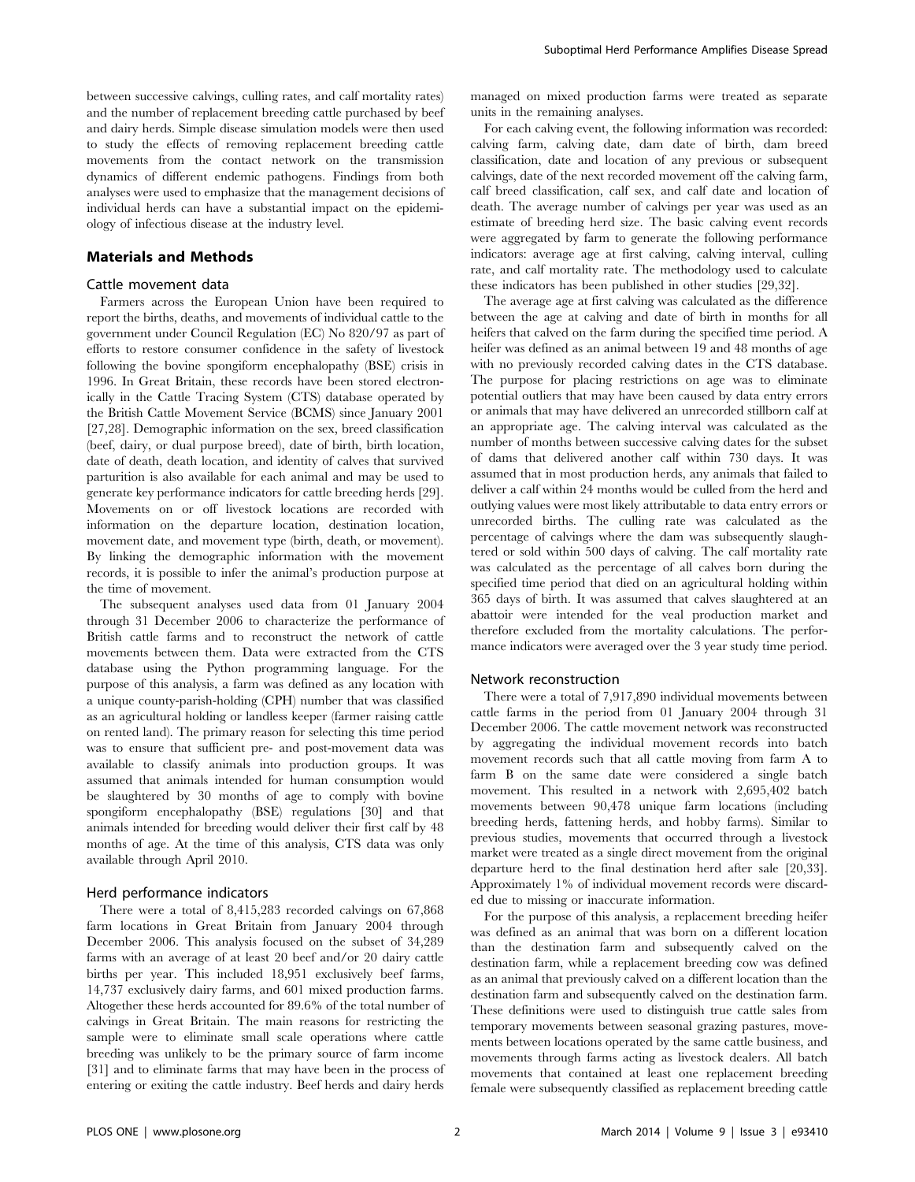between successive calvings, culling rates, and calf mortality rates) and the number of replacement breeding cattle purchased by beef and dairy herds. Simple disease simulation models were then used to study the effects of removing replacement breeding cattle movements from the contact network on the transmission dynamics of different endemic pathogens. Findings from both analyses were used to emphasize that the management decisions of individual herds can have a substantial impact on the epidemiology of infectious disease at the industry level.

## Materials and Methods

### Cattle movement data

Farmers across the European Union have been required to report the births, deaths, and movements of individual cattle to the government under Council Regulation (EC) No 820/97 as part of efforts to restore consumer confidence in the safety of livestock following the bovine spongiform encephalopathy (BSE) crisis in 1996. In Great Britain, these records have been stored electronically in the Cattle Tracing System (CTS) database operated by the British Cattle Movement Service (BCMS) since January 2001 [27,28]. Demographic information on the sex, breed classification (beef, dairy, or dual purpose breed), date of birth, birth location, date of death, death location, and identity of calves that survived parturition is also available for each animal and may be used to generate key performance indicators for cattle breeding herds [29]. Movements on or off livestock locations are recorded with information on the departure location, destination location, movement date, and movement type (birth, death, or movement). By linking the demographic information with the movement records, it is possible to infer the animal's production purpose at the time of movement.

The subsequent analyses used data from 01 January 2004 through 31 December 2006 to characterize the performance of British cattle farms and to reconstruct the network of cattle movements between them. Data were extracted from the CTS database using the Python programming language. For the purpose of this analysis, a farm was defined as any location with a unique county-parish-holding (CPH) number that was classified as an agricultural holding or landless keeper (farmer raising cattle on rented land). The primary reason for selecting this time period was to ensure that sufficient pre- and post-movement data was available to classify animals into production groups. It was assumed that animals intended for human consumption would be slaughtered by 30 months of age to comply with bovine spongiform encephalopathy (BSE) regulations [30] and that animals intended for breeding would deliver their first calf by 48 months of age. At the time of this analysis, CTS data was only available through April 2010.

### Herd performance indicators

There were a total of 8,415,283 recorded calvings on 67,868 farm locations in Great Britain from January 2004 through December 2006. This analysis focused on the subset of 34,289 farms with an average of at least 20 beef and/or 20 dairy cattle births per year. This included 18,951 exclusively beef farms, 14,737 exclusively dairy farms, and 601 mixed production farms. Altogether these herds accounted for 89.6% of the total number of calvings in Great Britain. The main reasons for restricting the sample were to eliminate small scale operations where cattle breeding was unlikely to be the primary source of farm income [31] and to eliminate farms that may have been in the process of entering or exiting the cattle industry. Beef herds and dairy herds managed on mixed production farms were treated as separate units in the remaining analyses.

For each calving event, the following information was recorded: calving farm, calving date, dam date of birth, dam breed classification, date and location of any previous or subsequent calvings, date of the next recorded movement off the calving farm, calf breed classification, calf sex, and calf date and location of death. The average number of calvings per year was used as an estimate of breeding herd size. The basic calving event records were aggregated by farm to generate the following performance indicators: average age at first calving, calving interval, culling rate, and calf mortality rate. The methodology used to calculate these indicators has been published in other studies [29,32].

The average age at first calving was calculated as the difference between the age at calving and date of birth in months for all heifers that calved on the farm during the specified time period. A heifer was defined as an animal between 19 and 48 months of age with no previously recorded calving dates in the CTS database. The purpose for placing restrictions on age was to eliminate potential outliers that may have been caused by data entry errors or animals that may have delivered an unrecorded stillborn calf at an appropriate age. The calving interval was calculated as the number of months between successive calving dates for the subset of dams that delivered another calf within 730 days. It was assumed that in most production herds, any animals that failed to deliver a calf within 24 months would be culled from the herd and outlying values were most likely attributable to data entry errors or unrecorded births. The culling rate was calculated as the percentage of calvings where the dam was subsequently slaughtered or sold within 500 days of calving. The calf mortality rate was calculated as the percentage of all calves born during the specified time period that died on an agricultural holding within 365 days of birth. It was assumed that calves slaughtered at an abattoir were intended for the veal production market and therefore excluded from the mortality calculations. The performance indicators were averaged over the 3 year study time period.

### Network reconstruction

There were a total of 7,917,890 individual movements between cattle farms in the period from 01 January 2004 through 31 December 2006. The cattle movement network was reconstructed by aggregating the individual movement records into batch movement records such that all cattle moving from farm A to farm B on the same date were considered a single batch movement. This resulted in a network with 2,695,402 batch movements between 90,478 unique farm locations (including breeding herds, fattening herds, and hobby farms). Similar to previous studies, movements that occurred through a livestock market were treated as a single direct movement from the original departure herd to the final destination herd after sale [20,33]. Approximately 1% of individual movement records were discarded due to missing or inaccurate information.

For the purpose of this analysis, a replacement breeding heifer was defined as an animal that was born on a different location than the destination farm and subsequently calved on the destination farm, while a replacement breeding cow was defined as an animal that previously calved on a different location than the destination farm and subsequently calved on the destination farm. These definitions were used to distinguish true cattle sales from temporary movements between seasonal grazing pastures, movements between locations operated by the same cattle business, and movements through farms acting as livestock dealers. All batch movements that contained at least one replacement breeding female were subsequently classified as replacement breeding cattle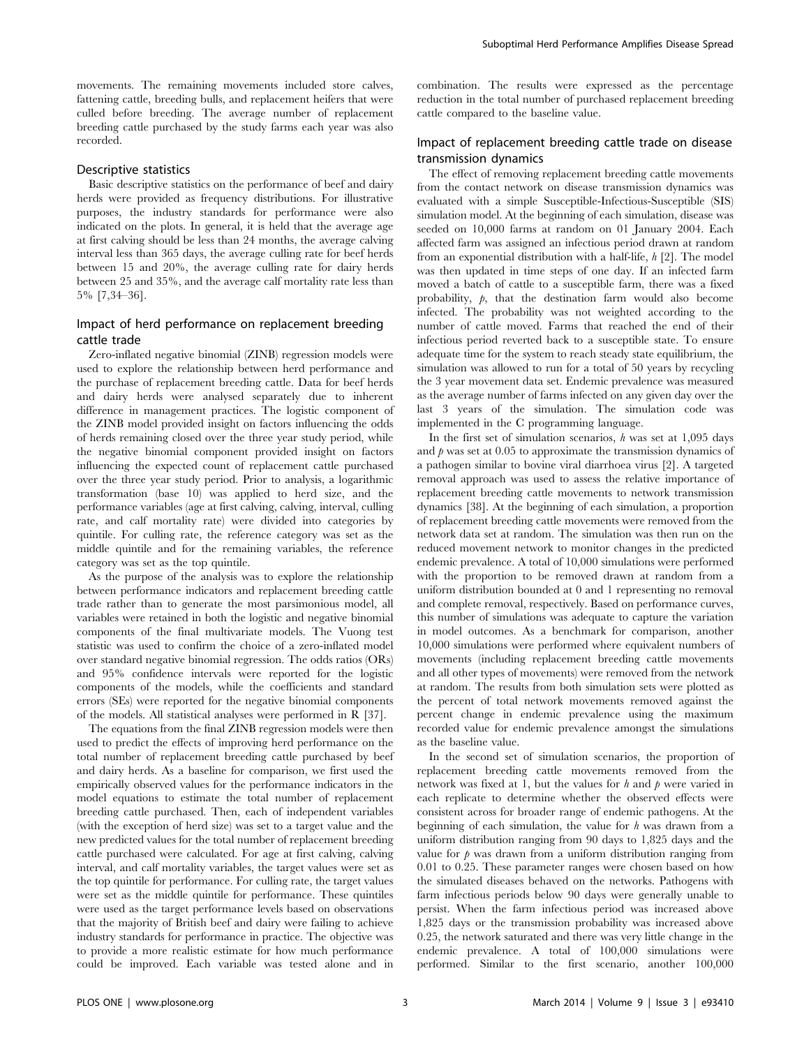movements. The remaining movements included store calves, fattening cattle, breeding bulls, and replacement heifers that were culled before breeding. The average number of replacement breeding cattle purchased by the study farms each year was also recorded.

### Descriptive statistics

Basic descriptive statistics on the performance of beef and dairy herds were provided as frequency distributions. For illustrative purposes, the industry standards for performance were also indicated on the plots. In general, it is held that the average age at first calving should be less than 24 months, the average calving interval less than 365 days, the average culling rate for beef herds between 15 and 20%, the average culling rate for dairy herds between 25 and 35%, and the average calf mortality rate less than 5% [7,34–36].

### Impact of herd performance on replacement breeding cattle trade

Zero-inflated negative binomial (ZINB) regression models were used to explore the relationship between herd performance and the purchase of replacement breeding cattle. Data for beef herds and dairy herds were analysed separately due to inherent difference in management practices. The logistic component of the ZINB model provided insight on factors influencing the odds of herds remaining closed over the three year study period, while the negative binomial component provided insight on factors influencing the expected count of replacement cattle purchased over the three year study period. Prior to analysis, a logarithmic transformation (base 10) was applied to herd size, and the performance variables (age at first calving, calving, interval, culling rate, and calf mortality rate) were divided into categories by quintile. For culling rate, the reference category was set as the middle quintile and for the remaining variables, the reference category was set as the top quintile.

As the purpose of the analysis was to explore the relationship between performance indicators and replacement breeding cattle trade rather than to generate the most parsimonious model, all variables were retained in both the logistic and negative binomial components of the final multivariate models. The Vuong test statistic was used to confirm the choice of a zero-inflated model over standard negative binomial regression. The odds ratios (ORs) and 95% confidence intervals were reported for the logistic components of the models, while the coefficients and standard errors (SEs) were reported for the negative binomial components of the models. All statistical analyses were performed in R [37].

The equations from the final ZINB regression models were then used to predict the effects of improving herd performance on the total number of replacement breeding cattle purchased by beef and dairy herds. As a baseline for comparison, we first used the empirically observed values for the performance indicators in the model equations to estimate the total number of replacement breeding cattle purchased. Then, each of independent variables (with the exception of herd size) was set to a target value and the new predicted values for the total number of replacement breeding cattle purchased were calculated. For age at first calving, calving interval, and calf mortality variables, the target values were set as the top quintile for performance. For culling rate, the target values were set as the middle quintile for performance. These quintiles were used as the target performance levels based on observations that the majority of British beef and dairy were failing to achieve industry standards for performance in practice. The objective was to provide a more realistic estimate for how much performance could be improved. Each variable was tested alone and in combination. The results were expressed as the percentage reduction in the total number of purchased replacement breeding cattle compared to the baseline value.

### Impact of replacement breeding cattle trade on disease transmission dynamics

The effect of removing replacement breeding cattle movements from the contact network on disease transmission dynamics was evaluated with a simple Susceptible-Infectious-Susceptible (SIS) simulation model. At the beginning of each simulation, disease was seeded on 10,000 farms at random on 01 January 2004. Each affected farm was assigned an infectious period drawn at random from an exponential distribution with a half-life, $h$ [2]. The model was then updated in time steps of one day. If an infected farm moved a batch of cattle to a susceptible farm, there was a fixed probability, $p$, that the destination farm would also become infected. The probability was not weighted according to the number of cattle moved. Farms that reached the end of their infectious period reverted back to a susceptible state. To ensure adequate time for the system to reach steady state equilibrium, the simulation was allowed to run for a total of 50 years by recycling the 3 year movement data set. Endemic prevalence was measured as the average number of farms infected on any given day over the last 3 years of the simulation. The simulation code was implemented in the C programming language.

In the first set of simulation scenarios, $h$ was set at 1,095 days and $p$ was set at 0.05 to approximate the transmission dynamics of a pathogen similar to bovine viral diarrhoea virus [2]. A targeted removal approach was used to assess the relative importance of replacement breeding cattle movements to network transmission dynamics [38]. At the beginning of each simulation, a proportion of replacement breeding cattle movements were removed from the network data set at random. The simulation was then run on the reduced movement network to monitor changes in the predicted endemic prevalence. A total of 10,000 simulations were performed with the proportion to be removed drawn at random from a uniform distribution bounded at 0 and 1 representing no removal and complete removal, respectively. Based on performance curves, this number of simulations was adequate to capture the variation in model outcomes. As a benchmark for comparison, another 10,000 simulations were performed where equivalent numbers of movements (including replacement breeding cattle movements and all other types of movements) were removed from the network at random. The results from both simulation sets were plotted as the percent of total network movements removed against the percent change in endemic prevalence using the maximum recorded value for endemic prevalence amongst the simulations as the baseline value.

In the second set of simulation scenarios, the proportion of replacement breeding cattle movements removed from the network was fixed at 1, but the values for $h$ and $p$ were varied in each replicate to determine whether the observed effects were consistent across for broader range of endemic pathogens. At the beginning of each simulation, the value for $h$ was drawn from a uniform distribution ranging from 90 days to 1,825 days and the value for $p$ was drawn from a uniform distribution ranging from 0.01 to 0.25. These parameter ranges were chosen based on how the simulated diseases behaved on the networks. Pathogens with farm infectious periods below 90 days were generally unable to persist. When the farm infectious period was increased above 1,825 days or the transmission probability was increased above 0.25, the network saturated and there was very little change in the endemic prevalence. A total of 100,000 simulations were performed. Similar to the first scenario, another 100,000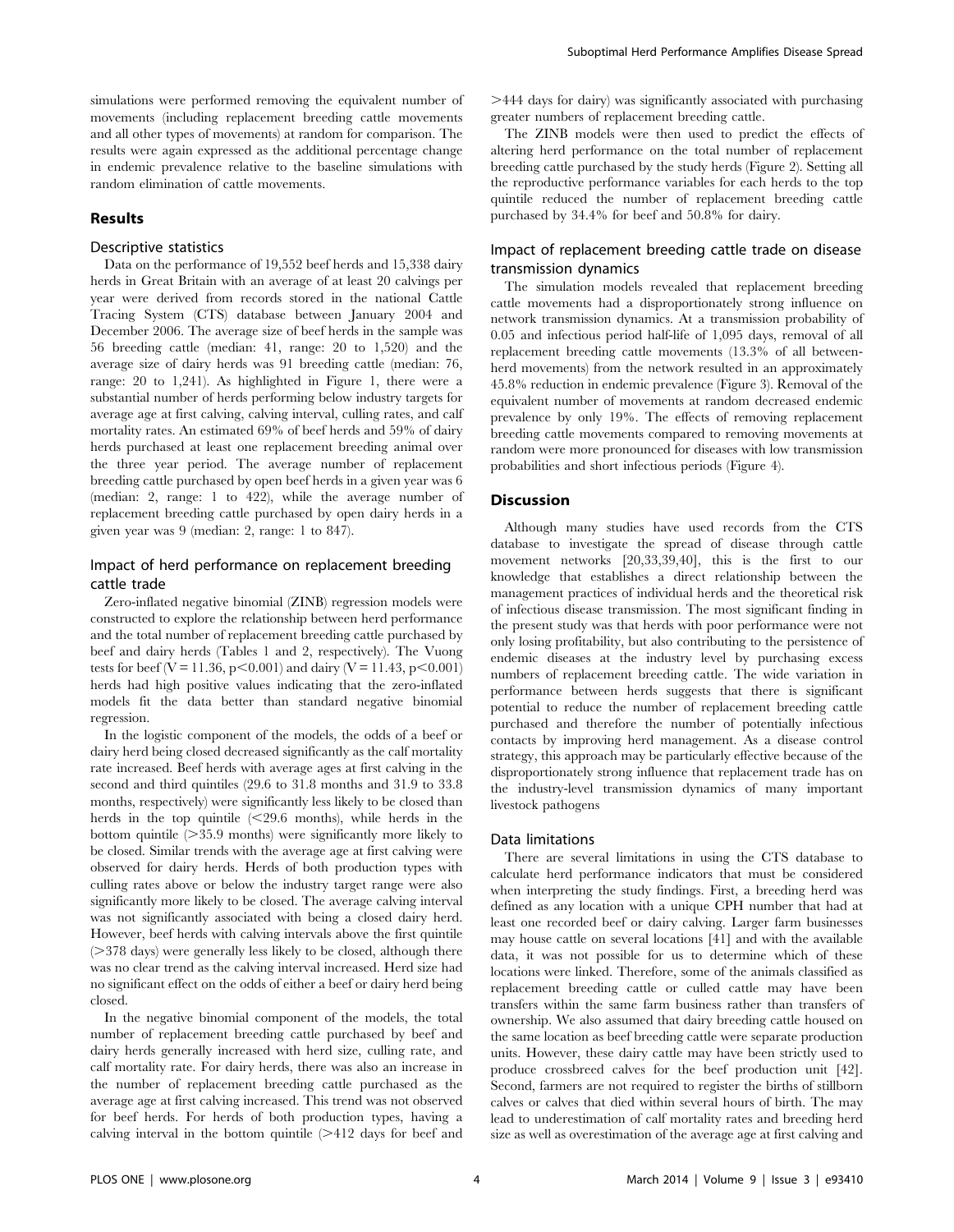simulations were performed removing the equivalent number of movements (including replacement breeding cattle movements and all other types of movements) at random for comparison. The results were again expressed as the additional percentage change in endemic prevalence relative to the baseline simulations with random elimination of cattle movements.

## Results

### Descriptive statistics

Data on the performance of 19,552 beef herds and 15,338 dairy herds in Great Britain with an average of at least 20 calvings per year were derived from records stored in the national Cattle Tracing System (CTS) database between January 2004 and December 2006. The average size of beef herds in the sample was 56 breeding cattle (median: 41, range: 20 to 1,520) and the average size of dairy herds was 91 breeding cattle (median: 76, range: 20 to 1,241). As highlighted in Figure 1, there were a substantial number of herds performing below industry targets for average age at first calving, calving interval, culling rates, and calf mortality rates. An estimated 69% of beef herds and 59% of dairy herds purchased at least one replacement breeding animal over the three year period. The average number of replacement breeding cattle purchased by open beef herds in a given year was 6 (median: 2, range: 1 to 422), while the average number of replacement breeding cattle purchased by open dairy herds in a given year was 9 (median: 2, range: 1 to 847).

### Impact of herd performance on replacement breeding cattle trade

Zero-inflated negative binomial (ZINB) regression models were constructed to explore the relationship between herd performance and the total number of replacement breeding cattle purchased by beef and dairy herds (Tables 1 and 2, respectively). The Vuong tests for beef ($V = 11.36$, $p<0.001$) and dairy ($V = 11.43$, $p<0.001$) herds had high positive values indicating that the zero-inflated models fit the data better than standard negative binomial regression.

In the logistic component of the models, the odds of a beef or dairy herd being closed decreased significantly as the calf mortality rate increased. Beef herds with average ages at first calving in the second and third quintiles (29.6 to 31.8 months and 31.9 to 33.8 months, respectively) were significantly less likely to be closed than herds in the top quintile (<29.6 months), while herds in the bottom quintile (>35.9 months) were significantly more likely to be closed. Similar trends with the average age at first calving were observed for dairy herds. Herds of both production types with culling rates above or below the industry target range were also significantly more likely to be closed. The average calving interval was not significantly associated with being a closed dairy herd. However, beef herds with calving intervals above the first quintile (>378 days) were generally less likely to be closed, although there was no clear trend as the calving interval increased. Herd size had no significant effect on the odds of either a beef or dairy herd being closed.

In the negative binomial component of the models, the total number of replacement breeding cattle purchased by beef and dairy herds generally increased with herd size, culling rate, and calf mortality rate. For dairy herds, there was also an increase in the number of replacement breeding cattle purchased as the average age at first calving increased. This trend was not observed for beef herds. For herds of both production types, having a calving interval in the bottom quintile (>412 days for beef and >444 days for dairy) was significantly associated with purchasing greater numbers of replacement breeding cattle.

The ZINB models were then used to predict the effects of altering herd performance on the total number of replacement breeding cattle purchased by the study herds (Figure 2). Setting all the reproductive performance variables for each herds to the top quintile reduced the number of replacement breeding cattle purchased by 34.4% for beef and 50.8% for dairy.

### Impact of replacement breeding cattle trade on disease transmission dynamics

The simulation models revealed that replacement breeding cattle movements had a disproportionately strong influence on network transmission dynamics. At a transmission probability of 0.05 and infectious period half-life of 1,095 days, removal of all replacement breeding cattle movements (13.3% of all between-herd movements) from the network resulted in an approximately 45.8% reduction in endemic prevalence (Figure 3). Removal of the equivalent number of movements at random decreased endemic prevalence by only 19%. The effects of removing replacement breeding cattle movements compared to removing movements at random were more pronounced for diseases with low transmission probabilities and short infectious periods (Figure 4).

## Discussion

Although many studies have used records from the CTS database to investigate the spread of disease through cattle movement networks [20,33,39,40], this is the first to our knowledge that establishes a direct relationship between the management practices of individual herds and the theoretical risk of infectious disease transmission. The most significant finding in the present study was that herds with poor performance were not only losing profitability, but also contributing to the persistence of endemic diseases at the industry level by purchasing excess numbers of replacement breeding cattle. The wide variation in performance between herds suggests that there is significant potential to reduce the number of replacement breeding cattle purchased and therefore the number of potentially infectious contacts by improving herd management. As a disease control strategy, this approach may be particularly effective because of the disproportionately strong influence that replacement trade has on the industry-level transmission dynamics of many important livestock pathogens

### Data limitations

There are several limitations in using the CTS database to calculate herd performance indicators that must be considered when interpreting the study findings. First, a breeding herd was defined as any location with a unique CPH number that had at least one recorded beef or dairy calving. Larger farm businesses may house cattle on several locations [41] and with the available data, it was not possible for us to determine which of these locations were linked. Therefore, some of the animals classified as replacement breeding cattle or culled cattle may have been transfers within the same farm business rather than transfers of ownership. We also assumed that dairy breeding cattle housed on the same location as beef breeding cattle were separate production units. However, these dairy cattle may have been strictly used to produce crossbreed calves for the beef production unit [42]. Second, farmers are not required to register the births of stillborn calves or calves that died within several hours of birth. The may lead to underestimation of calf mortality rates and breeding herd size as well as overestimation of the average age at first calving and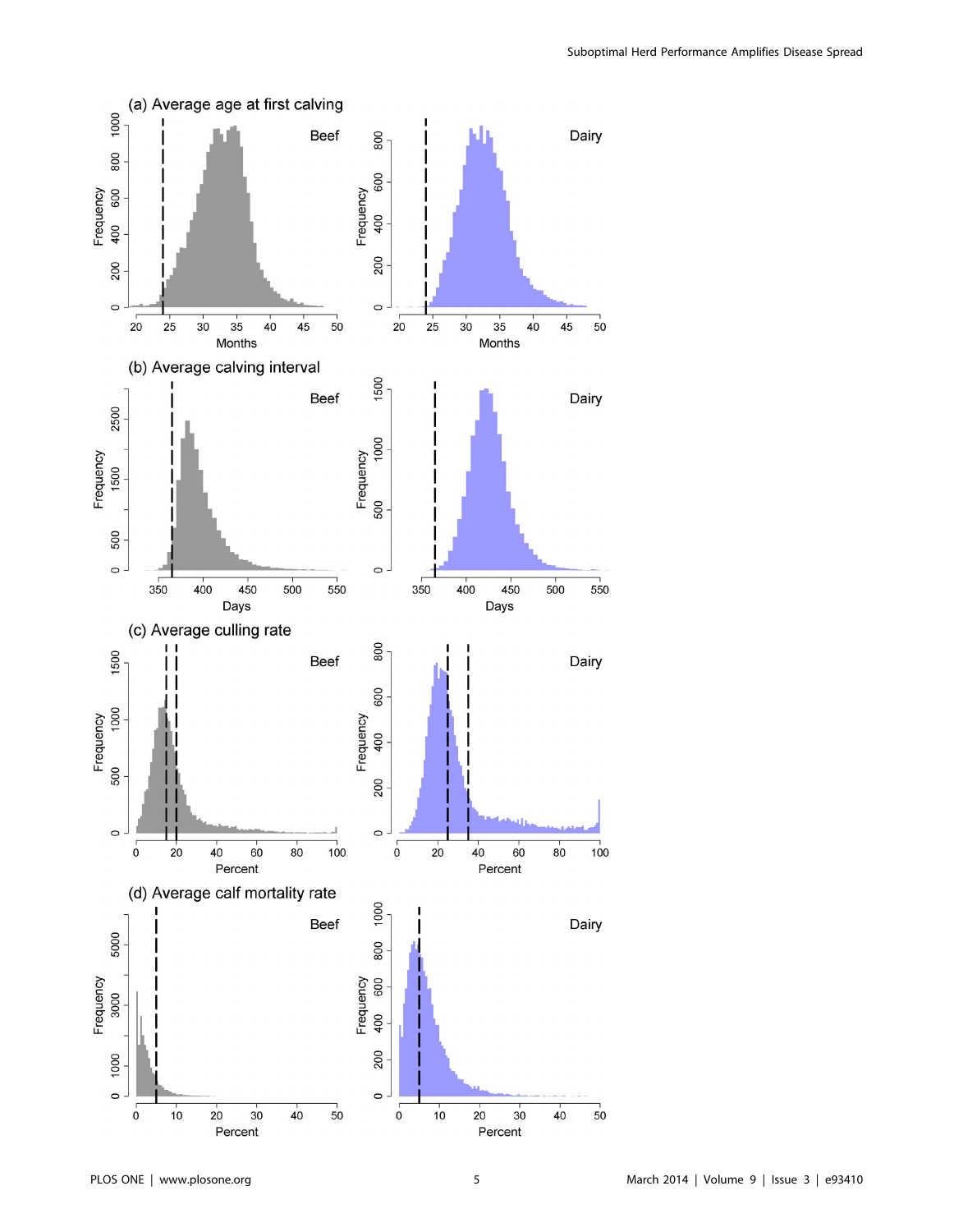(a) Average age at first calving

(b) Average calving interval

(c) Average culling rate

(d) Average calf mortality rate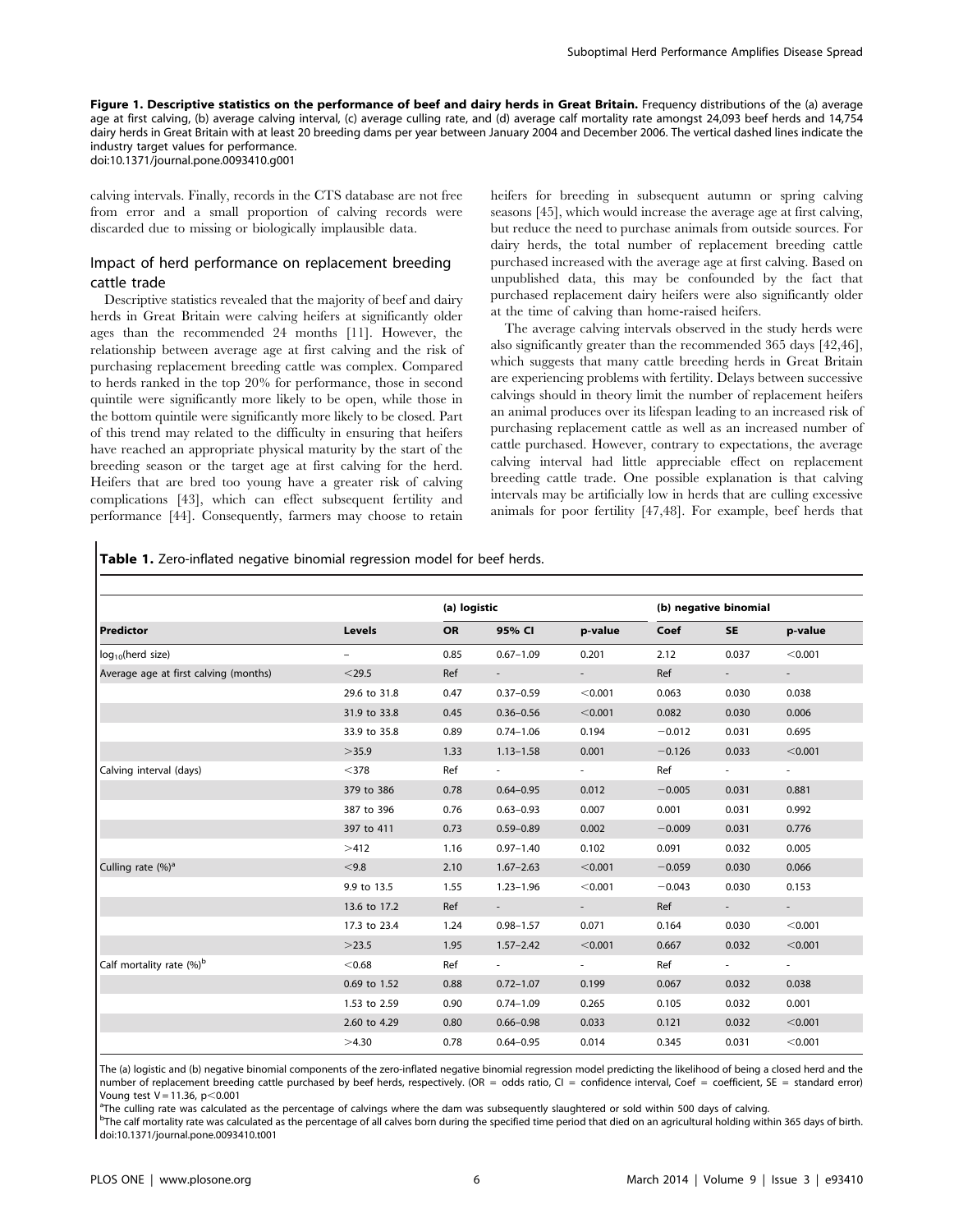**Figure 1. Descriptive statistics on the performance of beef and dairy herds in Great Britain.** Frequency distributions of the (a) average age at first calving, (b) average calving interval, (c) average culling rate, and (d) average calf mortality rate amongst 24,093 beef herds and 14,754 dairy herds in Great Britain with at least 20 breeding dams per year between January 2004 and December 2006. The vertical dashed lines indicate the industry target values for performance.
doi:10.1371/journal.pone.0093410.g001

calving intervals. Finally, records in the CTS database are not free from error and a small proportion of calving records were discarded due to missing or biologically implausible data.

## Impact of herd performance on replacement breeding cattle trade

Descriptive statistics revealed that the majority of beef and dairy herds in Great Britain were calving heifers at significantly older ages than the recommended 24 months [11]. However, the relationship between average age at first calving and the risk of purchasing replacement breeding cattle was complex. Compared to herds ranked in the top 20% for performance, those in second quintile were significantly more likely to be open, while those in the bottom quintile were significantly more likely to be closed. Part of this trend may related to the difficulty in ensuring that heifers have reached an appropriate physical maturity by the start of the breeding season or the target age at first calving for the herd. Heifers that are bred too young have a greater risk of calving complications [43], which can effect subsequent fertility and performance [44]. Consequently, farmers may choose to retain heifers for breeding in subsequent autumn or spring calving seasons [45], which would increase the average age at first calving, but reduce the need to purchase animals from outside sources. For dairy herds, the total number of replacement breeding cattle purchased increased with the average age at first calving. Based on unpublished data, this may be confounded by the fact that purchased replacement dairy heifers were also significantly older at the time of calving than home-raised heifers.

The average calving intervals observed in the study herds were also significantly greater than the recommended 365 days [42,46], which suggests that many cattle breeding herds in Great Britain are experiencing problems with fertility. Delays between successive calvings should in theory limit the number of replacement heifers an animal produces over its lifespan leading to an increased risk of purchasing replacement cattle as well as an increased number of cattle purchased. However, contrary to expectations, the average calving interval had little appreciable effect on replacement breeding cattle trade. One possible explanation is that calving intervals may be artificially low in herds that are culling excessive animals for poor fertility [47,48]. For example, beef herds that

**Table 1.** Zero-inflated negative binomial regression model for beef herds.

| | | (a) logistic | | | (b) negative binomial | | |
|---|---|---|---|---|---|---|---|
| **Predictor** | **Levels** | **OR** | **95% CI** | **p-value** | **Coef** | **SE** | **p-value** |
| $\log_{10}$(herd size) | – | 0.85 | 0.67–1.09 | 0.201 | 2.12 | 0.037 | <0.001 |
| Average age at first calving (months) | <29.5 | Ref | - | - | Ref | - | - |
| | 29.6 to 31.8 | 0.47 | 0.37–0.59 | <0.001 | 0.063 | 0.030 | 0.038 |
| | 31.9 to 33.8 | 0.45 | 0.36–0.56 | <0.001 | 0.082 | 0.030 | 0.006 |
| | 33.9 to 35.8 | 0.89 | 0.74–1.06 | 0.194 | −0.012 | 0.031 | 0.695 |
| | >35.9 | 1.33 | 1.13–1.58 | 0.001 | −0.126 | 0.033 | <0.001 |
| Calving interval (days) | <378 | Ref | - | - | Ref | - | - |
| | 379 to 386 | 0.78 | 0.64–0.95 | 0.012 | −0.005 | 0.031 | 0.881 |
| | 387 to 396 | 0.76 | 0.63–0.93 | 0.007 | 0.001 | 0.031 | 0.992 |
| | 397 to 411 | 0.73 | 0.59–0.89 | 0.002 | −0.009 | 0.031 | 0.776 |
| | >412 | 1.16 | 0.97–1.40 | 0.102 | 0.091 | 0.032 | 0.005 |
| Culling rate (%)[a] | <9.8 | 2.10 | 1.67–2.63 | <0.001 | −0.059 | 0.030 | 0.066 |
| | 9.9 to 13.5 | 1.55 | 1.23–1.96 | <0.001 | −0.043 | 0.030 | 0.153 |
| | 13.6 to 17.2 | Ref | - | - | Ref | - | - |
| | 17.3 to 23.4 | 1.24 | 0.98–1.57 | 0.071 | 0.164 | 0.030 | <0.001 |
| | >23.5 | 1.95 | 1.57–2.42 | <0.001 | 0.667 | 0.032 | <0.001 |
| Calf mortality rate (%)[b] | <0.68 | Ref | - | - | Ref | - | - |
| | 0.69 to 1.52 | 0.88 | 0.72–1.07 | 0.199 | 0.067 | 0.032 | 0.038 |
| | 1.53 to 2.59 | 0.90 | 0.74–1.09 | 0.265 | 0.105 | 0.032 | 0.001 |
| | 2.60 to 4.29 | 0.80 | 0.66–0.98 | 0.033 | 0.121 | 0.032 | <0.001 |
| | >4.30 | 0.78 | 0.64–0.95 | 0.014 | 0.345 | 0.031 | <0.001 |

The (a) logistic and (b) negative binomial components of the zero-inflated negative binomial regression model predicting the likelihood of being a closed herd and the number of replacement breeding cattle purchased by beef herds, respectively. (OR = odds ratio, CI = confidence interval, Coef = coefficient, SE = standard error) Voung test $V = 11.36$, $p < 0.001$

[a]The culling rate was calculated as the percentage of calvings where the dam was subsequently slaughtered or sold within 500 days of calving.

[b]The calf mortality rate was calculated as the percentage of all calves born during the specified time period that died on an agricultural holding within 365 days of birth.

doi:10.1371/journal.pone.0093410.t001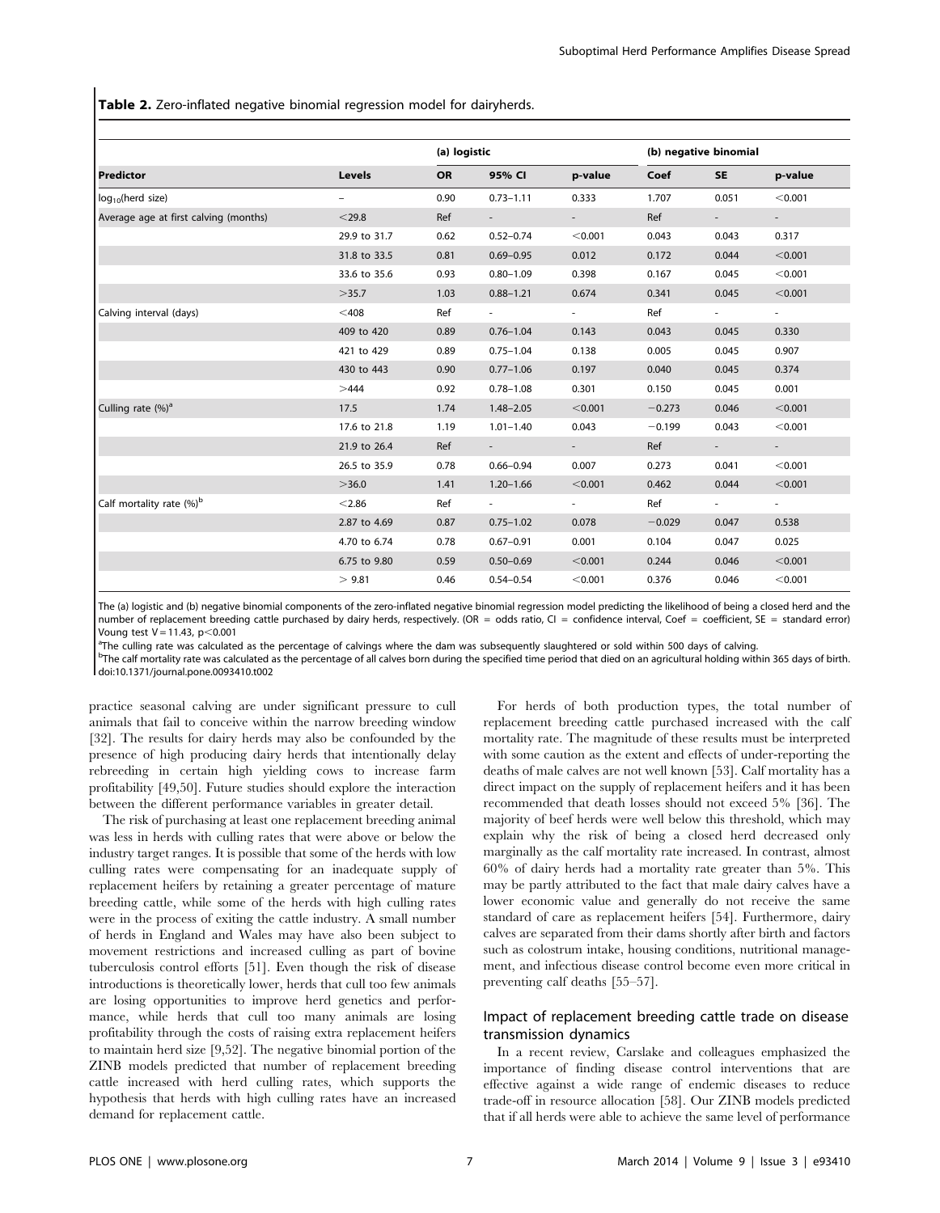**Table 2.** Zero-inflated negative binomial regression model for dairyherds.

| Predictor | Levels | (a) logistic | | | (b) negative binomial | | |
|---|---|---|---|---|---|---|---|
| | | OR | 95% CI | p-value | Coef | SE | p-value |
| $log_{10}$(herd size) | – | 0.90 | 0.73–1.11 | 0.333 | 1.707 | 0.051 | <0.001 |
| Average age at first calving (months) | <29.8 | Ref | - | - | Ref | - | - |
| | 29.9 to 31.7 | 0.62 | 0.52–0.74 | <0.001 | 0.043 | 0.043 | 0.317 |
| | 31.8 to 33.5 | 0.81 | 0.69–0.95 | 0.012 | 0.172 | 0.044 | <0.001 |
| | 33.6 to 35.6 | 0.93 | 0.80–1.09 | 0.398 | 0.167 | 0.045 | <0.001 |
| | >35.7 | 1.03 | 0.88–1.21 | 0.674 | 0.341 | 0.045 | <0.001 |
| Calving interval (days) | <408 | Ref | - | - | Ref | - | - |
| | 409 to 420 | 0.89 | 0.76–1.04 | 0.143 | 0.043 | 0.045 | 0.330 |
| | 421 to 429 | 0.89 | 0.75–1.04 | 0.138 | 0.005 | 0.045 | 0.907 |
| | 430 to 443 | 0.90 | 0.77–1.06 | 0.197 | 0.040 | 0.045 | 0.374 |
| | >444 | 0.92 | 0.78–1.08 | 0.301 | 0.150 | 0.045 | 0.001 |
| Culling rate (%)[a] | 17.5 | 1.74 | 1.48–2.05 | <0.001 | −0.273 | 0.046 | <0.001 |
| | 17.6 to 21.8 | 1.19 | 1.01–1.40 | 0.043 | −0.199 | 0.043 | <0.001 |
| | 21.9 to 26.4 | Ref | - | - | Ref | - | - |
| | 26.5 to 35.9 | 0.78 | 0.66–0.94 | 0.007 | 0.273 | 0.041 | <0.001 |
| | >36.0 | 1.41 | 1.20–1.66 | <0.001 | 0.462 | 0.044 | <0.001 |
| Calf mortality rate (%)[b] | <2.86 | Ref | - | - | Ref | - | - |
| | 2.87 to 4.69 | 0.87 | 0.75–1.02 | 0.078 | −0.029 | 0.047 | 0.538 |
| | 4.70 to 6.74 | 0.78 | 0.67–0.91 | 0.001 | 0.104 | 0.047 | 0.025 |
| | 6.75 to 9.80 | 0.59 | 0.50–0.69 | <0.001 | 0.244 | 0.046 | <0.001 |
| | > 9.81 | 0.46 | 0.54–0.54 | <0.001 | 0.376 | 0.046 | <0.001 |

The (a) logistic and (b) negative binomial components of the zero-inflated negative binomial regression model predicting the likelihood of being a closed herd and the number of replacement breeding cattle purchased by dairy herds, respectively. (OR = odds ratio, CI = confidence interval, Coef = coefficient, SE = standard error) Voung test V = 11.43, $p<0.001$

[a]The culling rate was calculated as the percentage of calvings where the dam was subsequently slaughtered or sold within 500 days of calving.

[b]The calf mortality rate was calculated as the percentage of all calves born during the specified time period that died on an agricultural holding within 365 days of birth.

doi:10.1371/journal.pone.0093410.t002

practice seasonal calving are under significant pressure to cull animals that fail to conceive within the narrow breeding window [32]. The results for dairy herds may also be confounded by the presence of high producing dairy herds that intentionally delay rebreeding in certain high yielding cows to increase farm profitability [49,50]. Future studies should explore the interaction between the different performance variables in greater detail.

The risk of purchasing at least one replacement breeding animal was less in herds with culling rates that were above or below the industry target ranges. It is possible that some of the herds with low culling rates were compensating for an inadequate supply of replacement heifers by retaining a greater percentage of mature breeding cattle, while some of the herds with high culling rates were in the process of exiting the cattle industry. A small number of herds in England and Wales may have also been subject to movement restrictions and increased culling as part of bovine tuberculosis control efforts [51]. Even though the risk of disease introductions is theoretically lower, herds that cull too few animals are losing opportunities to improve herd genetics and performance, while herds that cull too many animals are losing profitability through the costs of raising extra replacement heifers to maintain herd size [9,52]. The negative binomial portion of the ZINB models predicted that number of replacement breeding cattle increased with herd culling rates, which supports the hypothesis that herds with high culling rates have an increased demand for replacement cattle.

For herds of both production types, the total number of replacement breeding cattle purchased increased with the calf mortality rate. The magnitude of these results must be interpreted with some caution as the extent and effects of under-reporting the deaths of male calves are not well known [53]. Calf mortality has a direct impact on the supply of replacement heifers and it has been recommended that death losses should not exceed 5% [36]. The majority of beef herds were well below this threshold, which may explain why the risk of being a closed herd decreased only marginally as the calf mortality rate increased. In contrast, almost 60% of dairy herds had a mortality rate greater than 5%. This may be partly attributed to the fact that male dairy calves have a lower economic value and generally do not receive the same standard of care as replacement heifers [54]. Furthermore, dairy calves are separated from their dams shortly after birth and factors such as colostrum intake, housing conditions, nutritional management, and infectious disease control become even more critical in preventing calf deaths [55–57].

## Impact of replacement breeding cattle trade on disease transmission dynamics

In a recent review, Carslake and colleagues emphasized the importance of finding disease control interventions that are effective against a wide range of endemic diseases to reduce trade-off in resource allocation [58]. Our ZINB models predicted that if all herds were able to achieve the same level of performance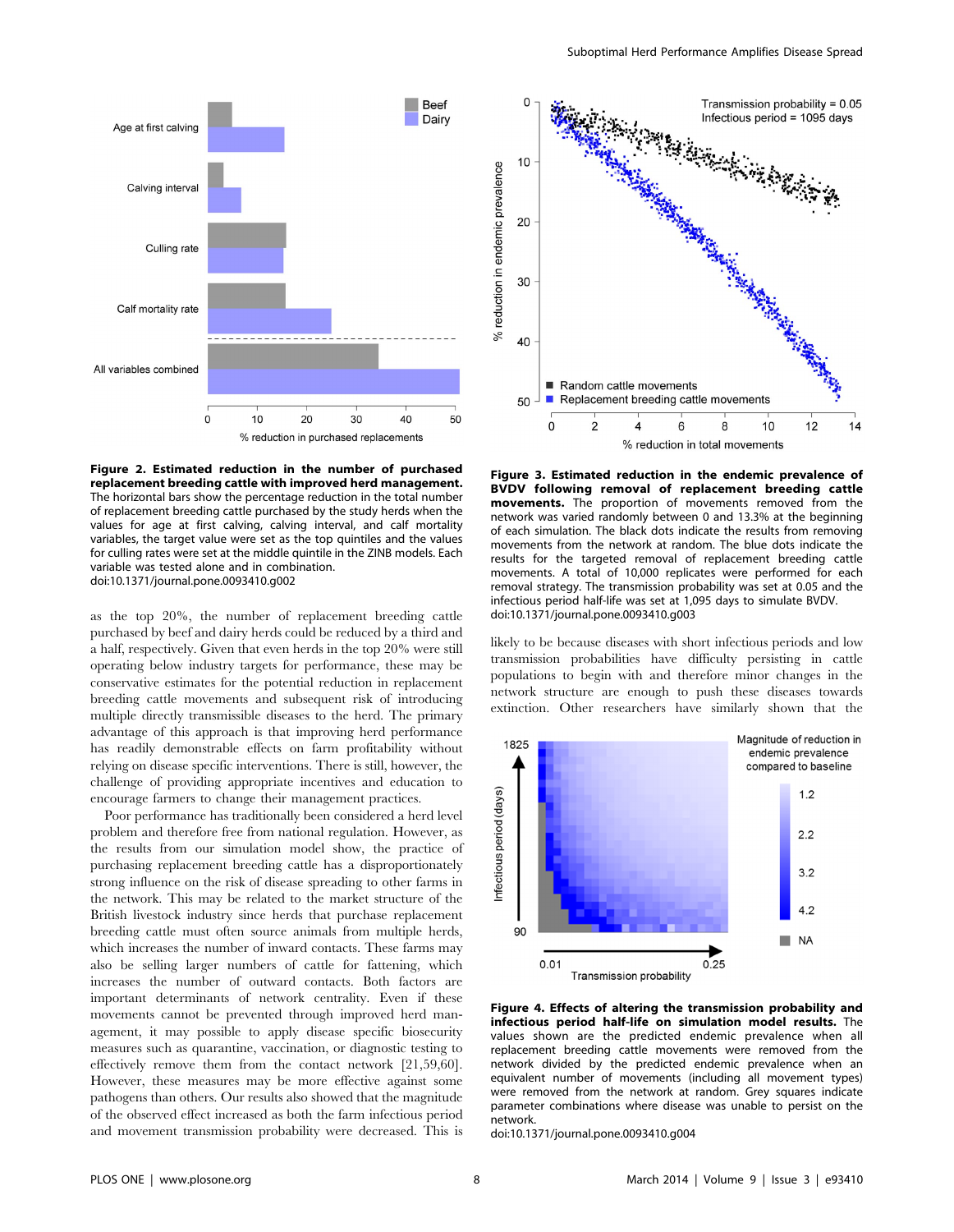**Figure 2. Estimated reduction in the number of purchased replacement breeding cattle with improved herd management.** The horizontal bars show the percentage reduction in the total number of replacement breeding cattle purchased by the study herds when the values for age at first calving, calving interval, and calf mortality variables, the target value were set as the top quintiles and the values for culling rates were set at the middle quintile in the ZINB models. Each variable was tested alone and in combination.
doi:10.1371/journal.pone.0093410.g002

**Figure 3. Estimated reduction in the endemic prevalence of BVDV following removal of replacement breeding cattle movements.** The proportion of movements removed from the network was varied randomly between 0 and 13.3% at the beginning of each simulation. The black dots indicate the results from removing movements from the network at random. The blue dots indicate the results for the targeted removal of replacement breeding cattle movements. A total of 10,000 replicates were performed for each removal strategy. The transmission probability was set at 0.05 and the infectious period half-life was set at 1,095 days to simulate BVDV.
doi:10.1371/journal.pone.0093410.g003

as the top 20%, the number of replacement breeding cattle purchased by beef and dairy herds could be reduced by a third and a half, respectively. Given that even herds in the top 20% were still operating below industry targets for performance, these may be conservative estimates for the potential reduction in replacement breeding cattle movements and subsequent risk of introducing multiple directly transmissible diseases to the herd. The primary advantage of this approach is that improving herd performance has readily demonstrable effects on farm profitability without relying on disease specific interventions. There is still, however, the challenge of providing appropriate incentives and education to encourage farmers to change their management practices.

Poor performance has traditionally been considered a herd level problem and therefore free from national regulation. However, as the results from our simulation model show, the practice of purchasing replacement breeding cattle has a disproportionately strong influence on the risk of disease spreading to other farms in the network. This may be related to the market structure of the British livestock industry since herds that purchase replacement breeding cattle must often source animals from multiple herds, which increases the number of inward contacts. These farms may also be selling larger numbers of cattle for fattening, which increases the number of outward contacts. Both factors are important determinants of network centrality. Even if these movements cannot be prevented through improved herd management, it may possible to apply disease specific biosecurity measures such as quarantine, vaccination, or diagnostic testing to effectively remove them from the contact network [21,59,60]. However, these measures may be more effective against some pathogens than others. Our results also showed that the magnitude of the observed effect increased as both the farm infectious period and movement transmission probability were decreased. This is likely to be because diseases with short infectious periods and low transmission probabilities have difficulty persisting in cattle populations to begin with and therefore minor changes in the network structure are enough to push these diseases towards extinction. Other researchers have similarly shown that the

**Figure 4. Effects of altering the transmission probability and infectious period half-life on simulation model results.** The values shown are the predicted endemic prevalence when all replacement breeding cattle movements were removed from the network divided by the predicted endemic prevalence when an equivalent number of movements (including all movement types) were removed from the network at random. Grey squares indicate parameter combinations where disease was unable to persist on the network.
doi:10.1371/journal.pone.0093410.g004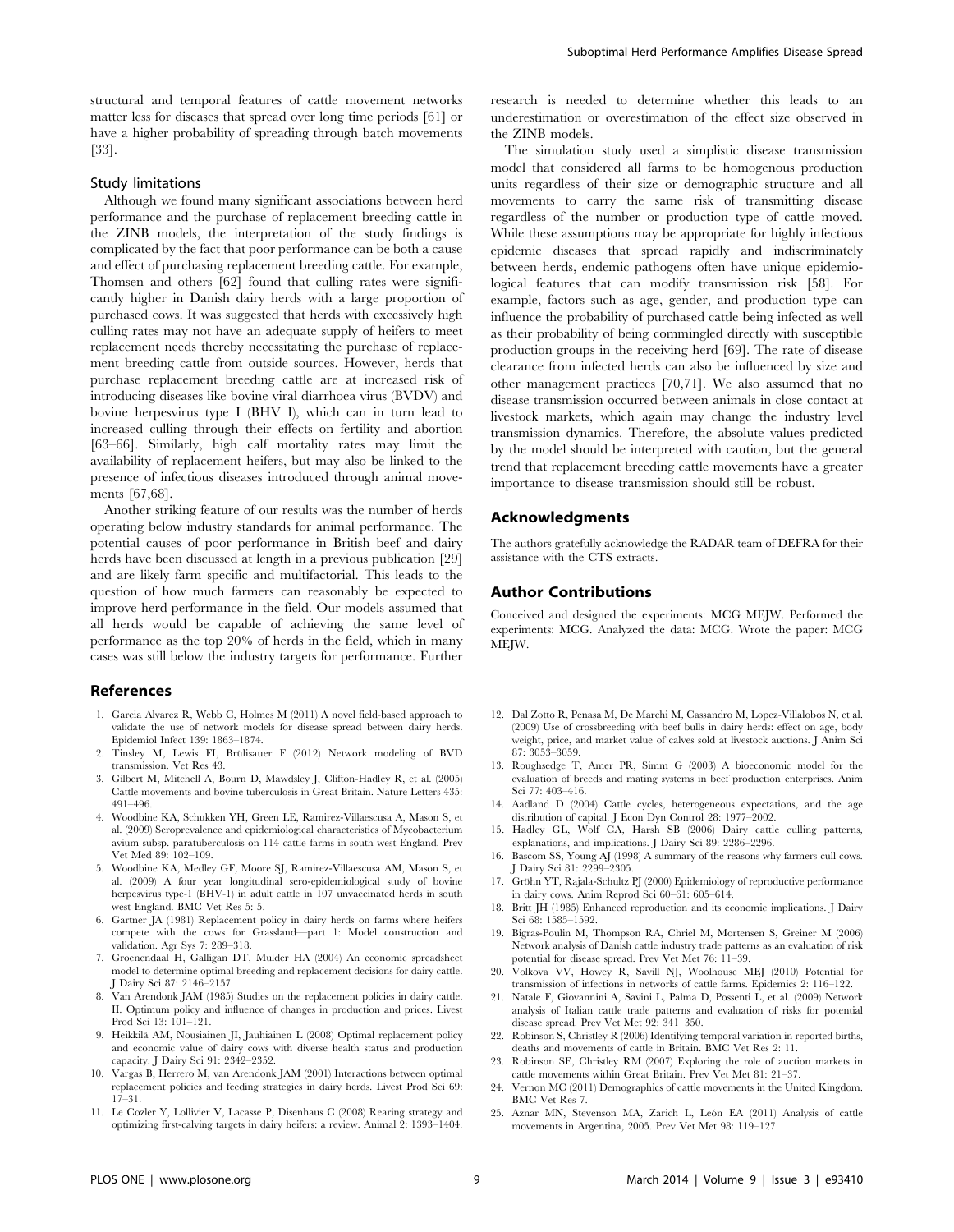structural and temporal features of cattle movement networks matter less for diseases that spread over long time periods [61] or have a higher probability of spreading through batch movements [33].

### Study limitations

Although we found many significant associations between herd performance and the purchase of replacement breeding cattle in the ZINB models, the interpretation of the study findings is complicated by the fact that poor performance can be both a cause and effect of purchasing replacement breeding cattle. For example, Thomsen and others [62] found that culling rates were significantly higher in Danish dairy herds with a large proportion of purchased cows. It was suggested that herds with excessively high culling rates may not have an adequate supply of heifers to meet replacement needs thereby necessitating the purchase of replacement breeding cattle from outside sources. However, herds that purchase replacement breeding cattle are at increased risk of introducing diseases like bovine viral diarrhoea virus (BVDV) and bovine herpesvirus type I (BHV I), which can in turn lead to increased culling through their effects on fertility and abortion [63–66]. Similarly, high calf mortality rates may limit the availability of replacement heifers, but may also be linked to the presence of infectious diseases introduced through animal movements [67,68].

Another striking feature of our results was the number of herds operating below industry standards for animal performance. The potential causes of poor performance in British beef and dairy herds have been discussed at length in a previous publication [29] and are likely farm specific and multifactorial. This leads to the question of how much farmers can reasonably be expected to improve herd performance in the field. Our models assumed that all herds would be capable of achieving the same level of performance as the top 20% of herds in the field, which in many cases was still below the industry targets for performance. Further research is needed to determine whether this leads to an underestimation or overestimation of the effect size observed in the ZINB models.

The simulation study used a simplistic disease transmission model that considered all farms to be homogenous production units regardless of their size or demographic structure and all movements to carry the same risk of transmitting disease regardless of the number or production type of cattle moved. While these assumptions may be appropriate for highly infectious epidemic diseases that spread rapidly and indiscriminately between herds, endemic pathogens often have unique epidemiological features that can modify transmission risk [58]. For example, factors such as age, gender, and production type can influence the probability of purchased cattle being infected as well as their probability of being commingled directly with susceptible production groups in the receiving herd [69]. The rate of disease clearance from infected herds can also be influenced by size and other management practices [70,71]. We also assumed that no disease transmission occurred between animals in close contact at livestock markets, which again may change the industry level transmission dynamics. Therefore, the absolute values predicted by the model should be interpreted with caution, but the general trend that replacement breeding cattle movements have a greater importance to disease transmission should still be robust.

## Acknowledgments

The authors gratefully acknowledge the RADAR team of DEFRA for their assistance with the CTS extracts.

## Author Contributions

Conceived and designed the experiments: MCG MEJW. Performed the experiments: MCG. Analyzed the data: MCG. Wrote the paper: MCG MEJW.

## References

1. Garcia Alvarez R, Webb C, Holmes M (2011) A novel field-based approach to validate the use of network models for disease spread between dairy herds. Epidemiol Infect 139: 1863–1874.
2. Tinsley M, Lewis FI, Brülisauer F (2012) Network modeling of BVD transmission. Vet Res 43.
3. Gilbert M, Mitchell A, Bourn D, Mawdsley J, Clifton-Hadley R, et al. (2005) Cattle movements and bovine tuberculosis in Great Britain. Nature Letters 435: 491–496.
4. Woodbine KA, Schukken YH, Green LE, Ramirez-Villaescusa A, Mason S, et al. (2009) Seroprevalence and epidemiological characteristics of Mycobacterium avium subsp. paratuberculosis on 114 cattle farms in south west England. Prev Vet Med 89: 102–109.
5. Woodbine KA, Medley GF, Moore SJ, Ramirez-Villaescusa AM, Mason S, et al. (2009) A four year longitudinal sero-epidemiological study of bovine herpesvirus type-1 (BHV-1) in adult cattle in 107 unvaccinated herds in south west England. BMC Vet Res 5: 5.
6. Gartner JA (1981) Replacement policy in dairy herds on farms where heifers compete with the cows for Grassland—part 1: Model construction and validation. Agr Sys 7: 289–318.
7. Groenendaal H, Galligan DT, Mulder HA (2004) An economic spreadsheet model to determine optimal breeding and replacement decisions for dairy cattle. J Dairy Sci 87: 2146–2157.
8. Van Arendonk JAM (1985) Studies on the replacement policies in dairy cattle. II. Optimum policy and influence of changes in production and prices. Livest Prod Sci 13: 101–121.
9. Heikkilä AM, Nousiainen JI, Jauhiainen L (2008) Optimal replacement policy and economic value of dairy cows with diverse health status and production capacity. J Dairy Sci 91: 2342–2352.
10. Vargas B, Herrero M, van Arendonk JAM (2001) Interactions between optimal replacement policies and feeding strategies in dairy herds. Livest Prod Sci 69: 17–31.
11. Le Cozler Y, Lollivier V, Lacasse P, Disenhaus C (2008) Rearing strategy and optimizing first-calving targets in dairy heifers: a review. Animal 2: 1393–1404.
12. Dal Zotto R, Penasa M, De Marchi M, Cassandro M, Lopez-Villalobos N, et al. (2009) Use of crossbreeding with beef bulls in dairy herds: effect on age, body weight, price, and market value of calves sold at livestock auctions. J Anim Sci 87: 3053–3059.
13. Roughsedge T, Amer PR, Simm G (2003) A bioeconomic model for the evaluation of breeds and mating systems in beef production enterprises. Anim Sci 77: 403–416.
14. Aadland D (2004) Cattle cycles, heterogeneous expectations, and the age distribution of capital. J Econ Dyn Control 28: 1977–2002.
15. Hadley GL, Wolf CA, Harsh SB (2006) Dairy cattle culling patterns, explanations, and implications. J Dairy Sci 89: 2286–2296.
16. Bascom SS, Young AJ (1998) A summary of the reasons why farmers cull cows. J Dairy Sci 81: 2299–2305.
17. Gröhn YT, Rajala-Schultz PJ (2000) Epidemiology of reproductive performance in dairy cows. Anim Reprod Sci 60–61: 605–614.
18. Britt JH (1985) Enhanced reproduction and its economic implications. J Dairy Sci 68: 1585–1592.
19. Bigras-Poulin M, Thompson RA, Chriel M, Mortensen S, Greiner M (2006) Network analysis of Danish cattle industry trade patterns as an evaluation of risk potential for disease spread. Prev Vet Met 76: 11–39.
20. Volkova VV, Howey R, Savill NJ, Woolhouse MEJ (2010) Potential for transmission of infections in networks of cattle farms. Epidemics 2: 116–122.
21. Natale F, Giovannini A, Savini L, Palma D, Possenti L, et al. (2009) Network analysis of Italian cattle trade patterns and evaluation of risks for potential disease spread. Prev Vet Met 92: 341–350.
22. Robinson S, Christley R (2006) Identifying temporal variation in reported births, deaths and movements of cattle in Britain. BMC Vet Res 2: 11.
23. Robinson SE, Christley RM (2007) Exploring the role of auction markets in cattle movements within Great Britain. Prev Vet Met 81: 21–37.
24. Vernon MC (2011) Demographics of cattle movements in the United Kingdom. BMC Vet Res 7.
25. Aznar MN, Stevenson MA, Zarich L, León EA (2011) Analysis of cattle movements in Argentina, 2005. Prev Vet Met 98: 119–127.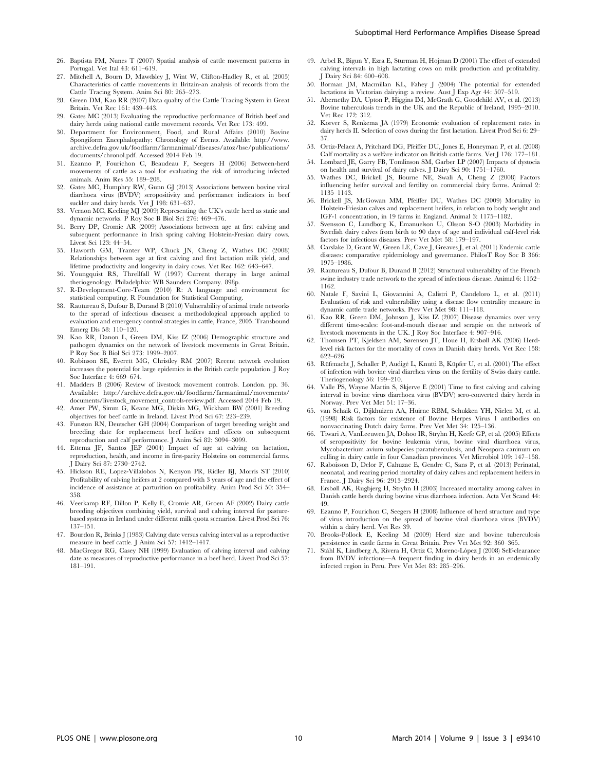26. Baptista FM, Nunes T (2007) Spatial analysis of cattle movement patterns in Portugal. Vet Ital 43: 611–619.
27. Mitchell A, Bourn D, Mawdsley J, Wint W, Clifton-Hadley R, et al. (2005) Characteristics of cattle movements in Britain-an analysis of records from the Cattle Tracing System. Anim Sci 80: 265–273.
28. Green DM, Kao RR (2007) Data quality of the Cattle Tracing System in Great Britain. Vet Rec 161: 439–443.
29. Gates MC (2013) Evaluating the reproductive performance of British beef and dairy herds using national cattle movement records. Vet Rec 173: 499.
30. Department for Environment, Food, and Rural Affairs (2010) Bovine Spongiform Encephalopathy: Chronology of Events. Available: http://www.archive.defra.gov.uk/foodfarm/farmanimal/diseases/atoz/bse/publications/documents/chronol.pdf. Accessed 2014 Feb 19.
31. Ezanno P, Fourichon C, Beaudeau F, Seegers H (2006) Between-herd movements of cattle as a tool for evaluating the risk of introducing infected animals. Anim Res 55: 189–208.
32. Gates MC, Humphry RW, Gunn GJ (2013) Associations between bovine viral diarrhoea virus (BVDV) seropositivity and performance indicators in beef suckler and dairy herds. Vet J 198: 631–637.
33. Vernon MC, Keeling MJ (2009) Representing the UK's cattle herd as static and dynamic networks. P Roy Soc B Biol Sci 276: 469–476.
34. Berry DP, Cromie AR (2009) Associations between age at first calving and subsequent performance in Irish spring calving Holstein-Fresian dairy cows. Livest Sci 123: 44–54.
35. Haworth GM, Tranter WP, Chuck JN, Cheng Z, Wathes DC (2008) Relationships between age at first calving and first lactation milk yield, and lifetime productivity and longevity in dairy cows. Vet Rec 162: 643–647.
36. Youngquist RS, Threllfall W (1997) Current therapy in large animal theriogenology. Philadelphia: WB Saunders Company. 898p.
37. R-Development-Core-Team (2010) R: A language and environment for statistical computing. R Foundation for Statistical Computing.
38. Rautureau S, Dufour B, Durand B (2010) Vulnerability of animal trade networks to the spread of infectious diseases: a methodological approach applied to evaluation and emergency control strategies in cattle, France, 2005. Transbound Emerg Dis 58: 110–120.
39. Kao RR, Danon L, Green DM, Kiss IZ (2006) Demographic structure and pathogen dynamics on the network of livestock movements in Great Britain. P Roy Soc B Biol Sci 273: 1999–2007.
40. Robinson SE, Everett MG, Christley RM (2007) Recent network evolution increases the potential for large epidemics in the British cattle population. J Roy Soc Interface 4: 669–674.
41. Madders B (2006) Review of livestock movement controls. London. pp. 36. Available: http://archive.defra.gov.uk/foodfarm/farmanimal/movements/documents/livestock_movement_controls-review.pdf. Accessed 2014 Feb 19.
42. Amer PW, Simm G, Keane MG, Diskin MG, Wickham BW (2001) Breeding objectives for beef cattle in Ireland. Livest Prod Sci 67: 223–239.
43. Funston RN, Deutscher GH (2004) Comparison of target breeding weight and breeding date for replacement beef heifers and effects on subsequent reproduction and calf performance. J Anim Sci 82: 3094–3099.
44. Ettema JF, Santos JEP (2004) Impact of age at calving on lactation, reproduction, health, and income in first-parity Holsteins on commercial farms. J Dairy Sci 87: 2730–2742.
45. Hickson RE, Lopez-Villalobos N, Kenyon PR, Ridler BJ, Morris ST (2010) Profitability of calving heifers at 2 compared with 3 years of age and the effect of incidence of assistance at parturition on profitability. Anim Prod Sci 50: 354–358.
46. Veerkamp RF, Dillon P, Kelly E, Cromie AR, Groen AF (2002) Dairy cattle breeding objectives combining yield, survival and calving interval for pasture-based systems in Ireland under different milk quota scenarios. Livest Prod Sci 76: 137–151.
47. Bourdon R, Brinks J (1983) Calving date versus calving interval as a reproductive measure in beef cattle. J Anim Sci 57: 1412–1417.
48. MacGregor RG, Casey NH (1999) Evaluation of calving interval and calving date as measures of reproductive performance in a beef herd. Livest Prod Sci 57: 181–191.
49. Arbel R, Bigun Y, Ezra E, Sturman H, Hojman D (2001) The effect of extended calving intervals in high lactating cows on milk production and profitability. J Dairy Sci 84: 600–608.
50. Borman JM, Macmillan KL, Fahey J (2004) The potential for extended lactations in Victorian dairying: a review. Aust J Exp Agr 44: 507–519.
51. Abernethy DA, Upton P, Higgins IM, McGrath G, Goodchild AV, et al. (2013) Bovine tuberculosis trends in the UK and the Republic of Ireland, 1995–2010. Vet Rec 172: 312.
52. Korver S, Renkema JA (1979) Economic evaluation of replacement rates in dairy herds II. Selection of cows during the first lactation. Livest Prod Sci 6: 29–37.
53. Ortiz-Pelaez A, Pritchard DG, Pfeiffer DU, Jones E, Honeyman P, et al. (2008) Calf mortality as a welfare indicator on British cattle farms. Vet J 176: 177–181.
54. Lombard JE, Garry FB, Tomlinson SM, Garber LP (2007) Impacts of dystocia on health and survival of dairy calves. J Dairy Sci 90: 1751–1760.
55. Wathes DC, Brickell JS, Bourne NE, Swali A, Cheng Z (2008) Factors influencing heifer survival and fertility on commercial dairy farms. Animal 2: 1135–1143.
56. Brickell JS, McGowan MM, Pfeiffer DU, Wathes DC (2009) Mortality in Holstein-Friesian calves and replacement heifers, in relation to body weight and IGF-1 concentration, in 19 farms in England. Animal 3: 1175–1182.
57. Svensson C, Lundborg K, Emanuelson U, Olsson S-O (2003) Morbidity in Swedish dairy calves from birth to 90 days of age and individual calf-level risk factors for infectious diseases. Prev Vet Met 58: 179–197.
58. Carslake D, Grant W, Green LE, Cave J, Greaves J, et al. (2011) Endemic cattle diseases: comparative epidemiology and governance. PhilosT Roy Soc B 366: 1975–1986.
59. Rautureau S, Dufour B, Durand B (2012) Structural vulnerability of the French swine industry trade network to the spread of infectious disease. Animal 6: 1152–1162.
60. Natale F, Savini L, Giovannini A, Calistri P, Candeloro L, et al. (2011) Evaluation of risk and vulnerability using a disease flow centrality measure in dynamic cattle trade networks. Prev Vet Met 98: 111–118.
61. Kao RR, Green DM, Johnson J, Kiss IZ (2007) Disease dynamics over very different time-scales: foot-and-mouth disease and scrapie on the network of livestock movements in the UK. J Roy Soc Interface 4: 907–916.
62. Thomsen PT, Kjeldsen AM, Sørensen JT, Houe H, Ersbøll AK (2006) Herd-level risk factors for the mortality of cows in Danish dairy herds. Vet Rec 158: 622–626.
63. Rüfenacht J, Schaller P, Audigé L, Knutti B, Küpfer U, et al. (2001) The effect of infection with bovine viral diarrhea virus on the fertility of Swiss dairy cattle. Theriogenology 56: 199–210.
64. Valle PS, Wayne Martin S, Skjerve E (2001) Time to first calving and calving interval in bovine virus diarrhoea virus (BVDV) sero-converted dairy herds in Norway. Prev Vet Met 51: 17–36.
65. van Schaik G, Dijkhuizen AA, Huirne RBM, Schukken YH, Nielen M, et al. (1998) Risk factors for existence of Bovine Herpes Virus 1 antibodies on nonvaccinating Dutch dairy farms. Prev Vet Met 34: 125–136.
66. Tiwari A, VanLeeuwen JA, Dohoo IR, Stryhn H, Keefe GP, et al. (2005) Effects of seropositivity for bovine leukemia virus, bovine viral diarrhoea virus, Mycobacterium avium subspecies paratuberculosis, and Neospora caninum on culling in dairy cattle in four Canadian provinces. Vet Microbiol 109: 147–158.
67. Raboisson D, Delor F, Cahuzac E, Gendre C, Sans P, et al. (2013) Perinatal, neonatal, and rearing period mortality of dairy calves and replacement heifers in France. J Dairy Sci 96: 2913–2924.
68. Ersbøll AK, Rugbjerg H, Stryhn H (2003) Increased mortality among calves in Danish cattle herds during bovine virus diarrhoea infection. Acta Vet Scand 44: 49.
69. Ezanno P, Fourichon C, Seegers H (2008) Influence of herd structure and type of virus introduction on the spread of bovine viral diarrhoea virus (BVDV) within a dairy herd. Vet Res 39.
70. Brooks-Pollock E, Keeling M (2009) Herd size and bovine tuberculosis persistence in cattle farms in Great Britain. Prev Vet Met 92: 360–365.
71. Ståhl K, Lindberg A, Rivera H, Ortiz C, Moreno-López J (2008) Self-clearance from BVDV infections—A frequent finding in dairy herds in an endemically infected region in Peru. Prev Vet Met 83: 285–296.